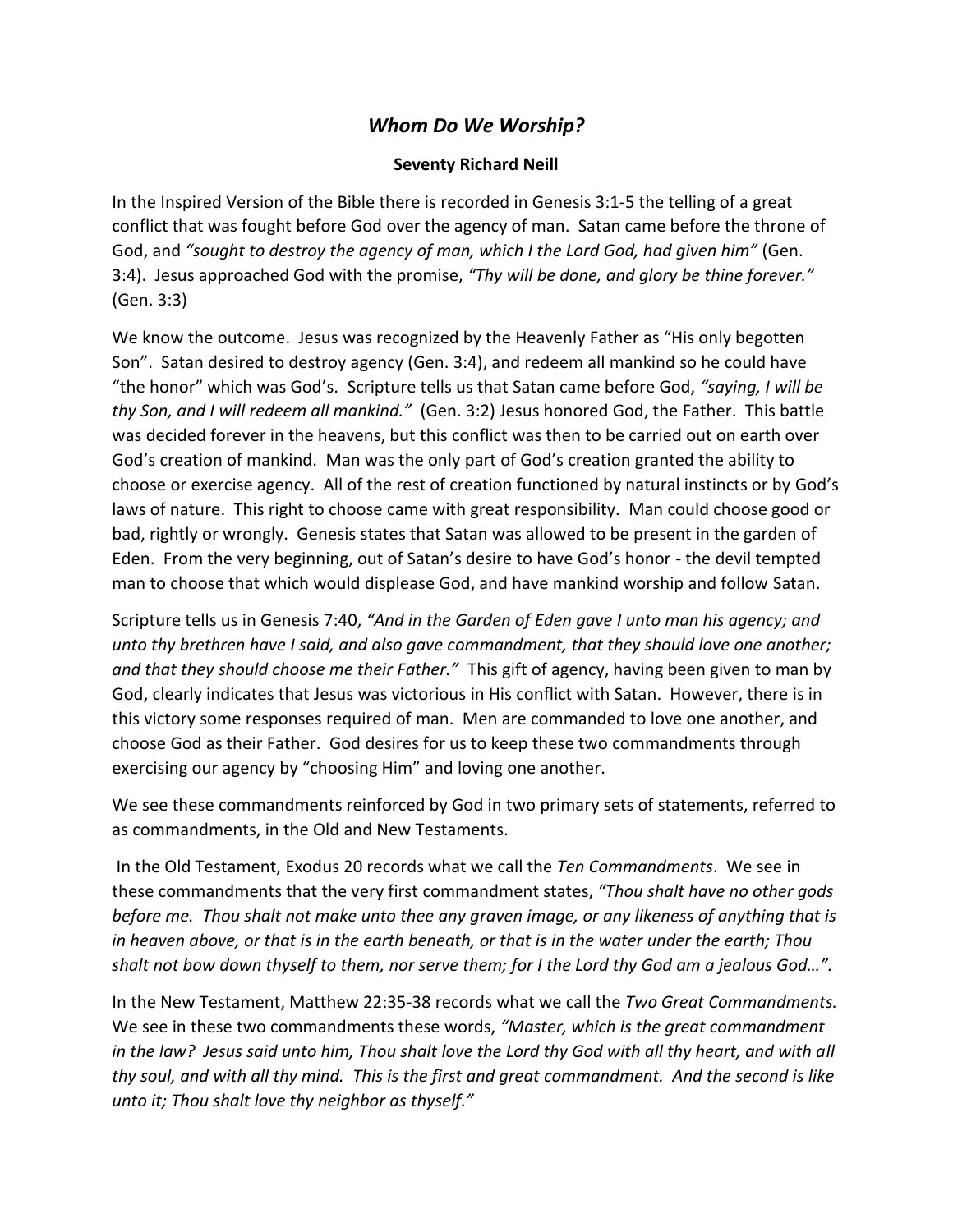# *Whom Do We Worship?*

**Seventy Richard Neill**

In the Inspired Version of the Bible there is recorded in Genesis 3:1-5 the telling of a great conflict that was fought before God over the agency of man. Satan came before the throne of God, and *"sought to destroy the agency of man, which I the Lord God, had given him"* (Gen. 3:4). Jesus approached God with the promise, *"Thy will be done, and glory be thine forever."* (Gen. 3:3)

We know the outcome. Jesus was recognized by the Heavenly Father as "His only begotten Son". Satan desired to destroy agency (Gen. 3:4), and redeem all mankind so he could have "the honor" which was God's. Scripture tells us that Satan came before God, *"saying, I will be thy Son, and I will redeem all mankind."* (Gen. 3:2) Jesus honored God, the Father. This battle was decided forever in the heavens, but this conflict was then to be carried out on earth over God's creation of mankind. Man was the only part of God's creation granted the ability to choose or exercise agency. All of the rest of creation functioned by natural instincts or by God's laws of nature. This right to choose came with great responsibility. Man could choose good or bad, rightly or wrongly. Genesis states that Satan was allowed to be present in the garden of Eden. From the very beginning, out of Satan's desire to have God's honor - the devil tempted man to choose that which would displease God, and have mankind worship and follow Satan.

Scripture tells us in Genesis 7:40, *"And in the Garden of Eden gave I unto man his agency; and unto thy brethren have I said, and also gave commandment, that they should love one another; and that they should choose me their Father."* This gift of agency, having been given to man by God, clearly indicates that Jesus was victorious in His conflict with Satan. However, there is in this victory some responses required of man. Men are commanded to love one another, and choose God as their Father. God desires for us to keep these two commandments through exercising our agency by "choosing Him" and loving one another.

We see these commandments reinforced by God in two primary sets of statements, referred to as commandments, in the Old and New Testaments.

In the Old Testament, Exodus 20 records what we call the *Ten Commandments*. We see in these commandments that the very first commandment states, *"Thou shalt have no other gods before me. Thou shalt not make unto thee any graven image, or any likeness of anything that is in heaven above, or that is in the earth beneath, or that is in the water under the earth; Thou shalt not bow down thyself to them, nor serve them; for I the Lord thy God am a jealous God…"*.

In the New Testament, Matthew 22:35-38 records what we call the *Two Great Commandments.* We see in these two commandments these words, *"Master, which is the great commandment in the law? Jesus said unto him, Thou shalt love the Lord thy God with all thy heart, and with all thy soul, and with all thy mind. This is the first and great commandment. And the second is like unto it; Thou shalt love thy neighbor as thyself."*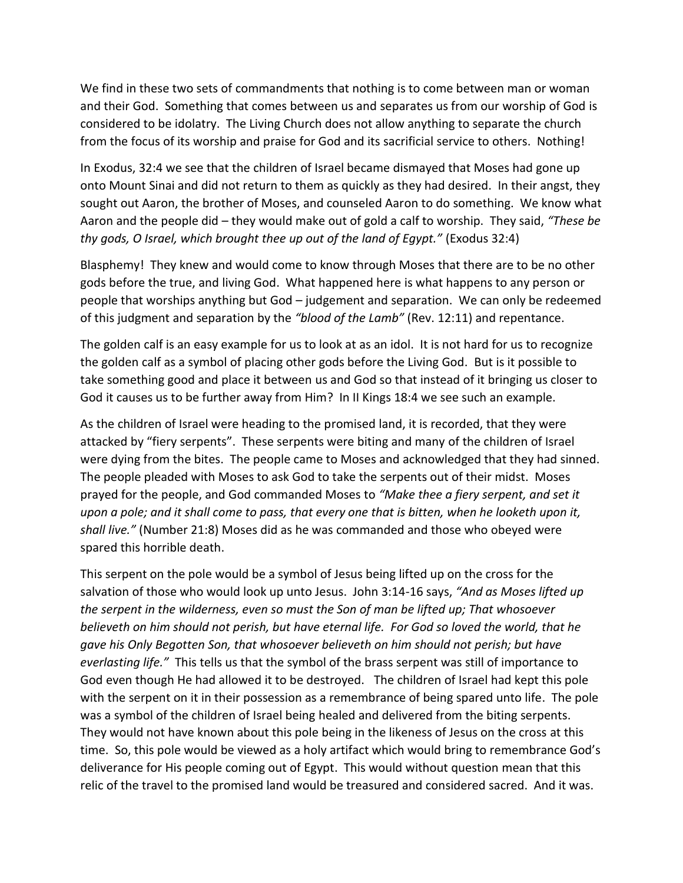We find in these two sets of commandments that nothing is to come between man or woman and their God. Something that comes between us and separates us from our worship of God is considered to be idolatry. The Living Church does not allow anything to separate the church from the focus of its worship and praise for God and its sacrificial service to others. Nothing!

In Exodus, 32:4 we see that the children of Israel became dismayed that Moses had gone up onto Mount Sinai and did not return to them as quickly as they had desired. In their angst, they sought out Aaron, the brother of Moses, and counseled Aaron to do something. We know what Aaron and the people did – they would make out of gold a calf to worship. They said, *"These be thy gods, O Israel, which brought thee up out of the land of Egypt."* (Exodus 32:4)

Blasphemy! They knew and would come to know through Moses that there are to be no other gods before the true, and living God. What happened here is what happens to any person or people that worships anything but God – judgement and separation. We can only be redeemed of this judgment and separation by the *"blood of the Lamb"* (Rev. 12:11) and repentance.

The golden calf is an easy example for us to look at as an idol. It is not hard for us to recognize the golden calf as a symbol of placing other gods before the Living God. But is it possible to take something good and place it between us and God so that instead of it bringing us closer to God it causes us to be further away from Him? In II Kings 18:4 we see such an example.

As the children of Israel were heading to the promised land, it is recorded, that they were attacked by "fiery serpents". These serpents were biting and many of the children of Israel were dying from the bites. The people came to Moses and acknowledged that they had sinned. The people pleaded with Moses to ask God to take the serpents out of their midst. Moses prayed for the people, and God commanded Moses to *"Make thee a fiery serpent, and set it upon a pole; and it shall come to pass, that every one that is bitten, when he looketh upon it, shall live."* (Number 21:8) Moses did as he was commanded and those who obeyed were spared this horrible death.

This serpent on the pole would be a symbol of Jesus being lifted up on the cross for the salvation of those who would look up unto Jesus. John 3:14-16 says, *"And as Moses lifted up the serpent in the wilderness, even so must the Son of man be lifted up; That whosoever believeth on him should not perish, but have eternal life. For God so loved the world, that he gave his Only Begotten Son, that whosoever believeth on him should not perish; but have everlasting life."* This tells us that the symbol of the brass serpent was still of importance to God even though He had allowed it to be destroyed. The children of Israel had kept this pole with the serpent on it in their possession as a remembrance of being spared unto life. The pole was a symbol of the children of Israel being healed and delivered from the biting serpents. They would not have known about this pole being in the likeness of Jesus on the cross at this time. So, this pole would be viewed as a holy artifact which would bring to remembrance God's deliverance for His people coming out of Egypt. This would without question mean that this relic of the travel to the promised land would be treasured and considered sacred. And it was.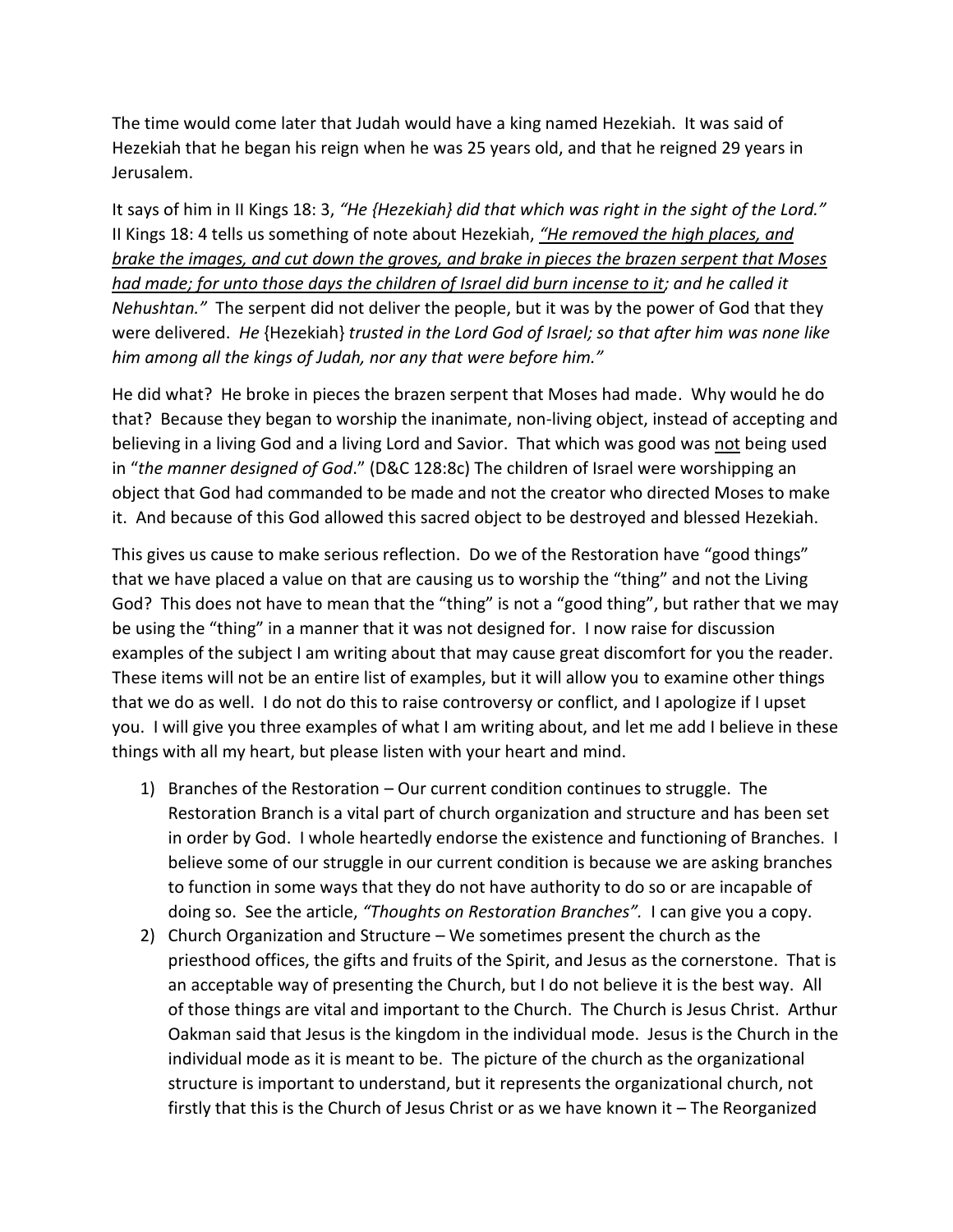The time would come later that Judah would have a king named Hezekiah. It was said of Hezekiah that he began his reign when he was 25 years old, and that he reigned 29 years in Jerusalem.

It says of him in II Kings 18: 3, *"He {Hezekiah} did that which was right in the sight of the Lord."* II Kings 18: 4 tells us something of note about Hezekiah, *<u>"He removed the high places, and brake the images, and cut down the groves, and brake in pieces the brazen serpent that Moses had made; for unto those days the children of Israel did burn incense to it</u>; and he called it Nehushtan."* The serpent did not deliver the people, but it was by the power of God that they were delivered. *He* {Hezekiah} *trusted in the Lord God of Israel; so that after him was none like him among all the kings of Judah, nor any that were before him."*

He did what? He broke in pieces the brazen serpent that Moses had made. Why would he do that? Because they began to worship the inanimate, non-living object, instead of accepting and believing in a living God and a living Lord and Savior. That which was good was <u>not</u> being used in "*the manner designed of God*." (D&C 128:8c) The children of Israel were worshipping an object that God had commanded to be made and not the creator who directed Moses to make it. And because of this God allowed this sacred object to be destroyed and blessed Hezekiah.

This gives us cause to make serious reflection. Do we of the Restoration have "good things" that we have placed a value on that are causing us to worship the "thing" and not the Living God? This does not have to mean that the "thing" is not a "good thing", but rather that we may be using the "thing" in a manner that it was not designed for. I now raise for discussion examples of the subject I am writing about that may cause great discomfort for you the reader. These items will not be an entire list of examples, but it will allow you to examine other things that we do as well. I do not do this to raise controversy or conflict, and I apologize if I upset you. I will give you three examples of what I am writing about, and let me add I believe in these things with all my heart, but please listen with your heart and mind.

1) Branches of the Restoration – Our current condition continues to struggle. The Restoration Branch is a vital part of church organization and structure and has been set in order by God. I whole heartedly endorse the existence and functioning of Branches. I believe some of our struggle in our current condition is because we are asking branches to function in some ways that they do not have authority to do so or are incapable of doing so. See the article, *"Thoughts on Restoration Branches".* I can give you a copy.
2) Church Organization and Structure – We sometimes present the church as the priesthood offices, the gifts and fruits of the Spirit, and Jesus as the cornerstone. That is an acceptable way of presenting the Church, but I do not believe it is the best way. All of those things are vital and important to the Church. The Church is Jesus Christ. Arthur Oakman said that Jesus is the kingdom in the individual mode. Jesus is the Church in the individual mode as it is meant to be. The picture of the church as the organizational structure is important to understand, but it represents the organizational church, not firstly that this is the Church of Jesus Christ or as we have known it – The Reorganized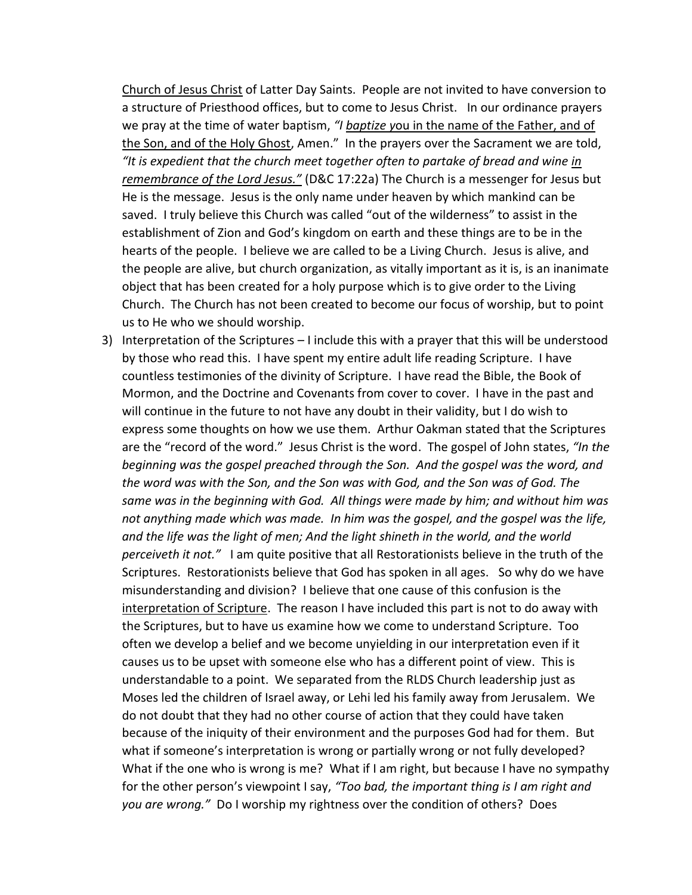Church of Jesus Christ of Latter Day Saints. People are not invited to have conversion to a structure of Priesthood offices, but to come to Jesus Christ. In our ordinance prayers we pray at the time of water baptism, *"I baptize you in the name of the Father, and of the Son, and of the Holy Ghost*, Amen." In the prayers over the Sacrament we are told, *"It is expedient that the church meet together often to partake of bread and wine in remembrance of the Lord Jesus."* (D&C 17:22a) The Church is a messenger for Jesus but He is the message. Jesus is the only name under heaven by which mankind can be saved. I truly believe this Church was called "out of the wilderness" to assist in the establishment of Zion and God's kingdom on earth and these things are to be in the hearts of the people. I believe we are called to be a Living Church. Jesus is alive, and the people are alive, but church organization, as vitally important as it is, is an inanimate object that has been created for a holy purpose which is to give order to the Living Church. The Church has not been created to become our focus of worship, but to point us to He who we should worship.

3) Interpretation of the Scriptures – I include this with a prayer that this will be understood by those who read this. I have spent my entire adult life reading Scripture. I have countless testimonies of the divinity of Scripture. I have read the Bible, the Book of Mormon, and the Doctrine and Covenants from cover to cover. I have in the past and will continue in the future to not have any doubt in their validity, but I do wish to express some thoughts on how we use them. Arthur Oakman stated that the Scriptures are the "record of the word." Jesus Christ is the word. The gospel of John states, *"In the beginning was the gospel preached through the Son. And the gospel was the word, and the word was with the Son, and the Son was with God, and the Son was of God. The same was in the beginning with God. All things were made by him; and without him was not anything made which was made. In him was the gospel, and the gospel was the life, and the life was the light of men; And the light shineth in the world, and the world perceiveth it not."* I am quite positive that all Restorationists believe in the truth of the Scriptures. Restorationists believe that God has spoken in all ages. So why do we have misunderstanding and division? I believe that one cause of this confusion is the interpretation of Scripture. The reason I have included this part is not to do away with the Scriptures, but to have us examine how we come to understand Scripture. Too often we develop a belief and we become unyielding in our interpretation even if it causes us to be upset with someone else who has a different point of view. This is understandable to a point. We separated from the RLDS Church leadership just as Moses led the children of Israel away, or Lehi led his family away from Jerusalem. We do not doubt that they had no other course of action that they could have taken because of the iniquity of their environment and the purposes God had for them. But what if someone's interpretation is wrong or partially wrong or not fully developed? What if the one who is wrong is me? What if I am right, but because I have no sympathy for the other person's viewpoint I say, *"Too bad, the important thing is I am right and you are wrong."* Do I worship my rightness over the condition of others? Does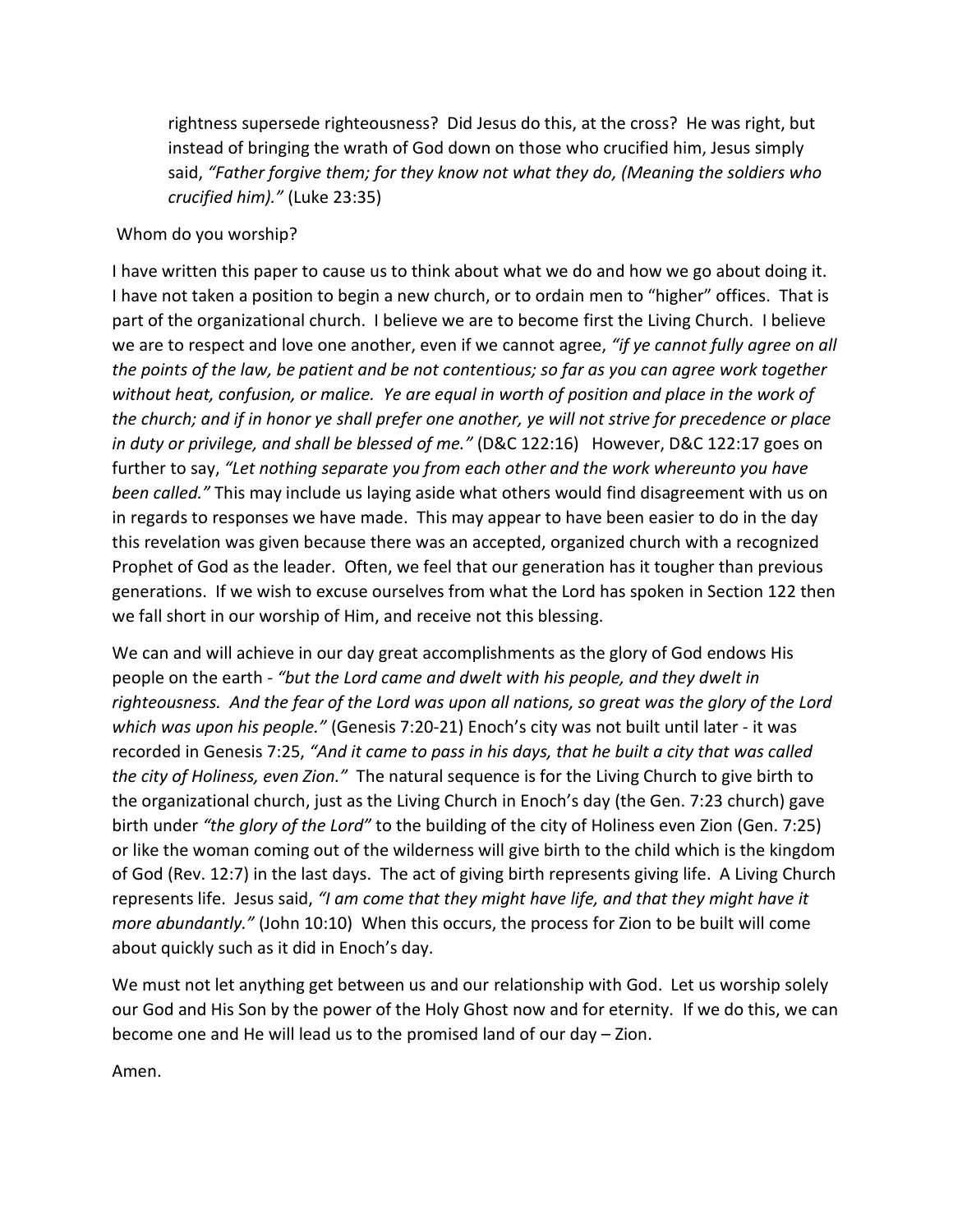rightness supersede righteousness? Did Jesus do this, at the cross? He was right, but instead of bringing the wrath of God down on those who crucified him, Jesus simply said, *"Father forgive them; for they know not what they do, (Meaning the soldiers who crucified him)."* (Luke 23:35)

Whom do you worship?

I have written this paper to cause us to think about what we do and how we go about doing it. I have not taken a position to begin a new church, or to ordain men to "higher" offices. That is part of the organizational church. I believe we are to become first the Living Church. I believe we are to respect and love one another, even if we cannot agree, *"if ye cannot fully agree on all the points of the law, be patient and be not contentious; so far as you can agree work together without heat, confusion, or malice. Ye are equal in worth of position and place in the work of the church; and if in honor ye shall prefer one another, ye will not strive for precedence or place in duty or privilege, and shall be blessed of me."* (D&C 122:16) However, D&C 122:17 goes on further to say, *"Let nothing separate you from each other and the work whereunto you have been called."* This may include us laying aside what others would find disagreement with us on in regards to responses we have made. This may appear to have been easier to do in the day this revelation was given because there was an accepted, organized church with a recognized Prophet of God as the leader. Often, we feel that our generation has it tougher than previous generations. If we wish to excuse ourselves from what the Lord has spoken in Section 122 then we fall short in our worship of Him, and receive not this blessing.

We can and will achieve in our day great accomplishments as the glory of God endows His people on the earth - *"but the Lord came and dwelt with his people, and they dwelt in righteousness. And the fear of the Lord was upon all nations, so great was the glory of the Lord which was upon his people."* (Genesis 7:20-21) Enoch's city was not built until later - it was recorded in Genesis 7:25, *"And it came to pass in his days, that he built a city that was called the city of Holiness, even Zion."* The natural sequence is for the Living Church to give birth to the organizational church, just as the Living Church in Enoch's day (the Gen. 7:23 church) gave birth under *"the glory of the Lord"* to the building of the city of Holiness even Zion (Gen. 7:25) or like the woman coming out of the wilderness will give birth to the child which is the kingdom of God (Rev. 12:7) in the last days. The act of giving birth represents giving life. A Living Church represents life. Jesus said, *"I am come that they might have life, and that they might have it more abundantly."* (John 10:10) When this occurs, the process for Zion to be built will come about quickly such as it did in Enoch's day.

We must not let anything get between us and our relationship with God. Let us worship solely our God and His Son by the power of the Holy Ghost now and for eternity. If we do this, we can become one and He will lead us to the promised land of our day – Zion.

Amen.